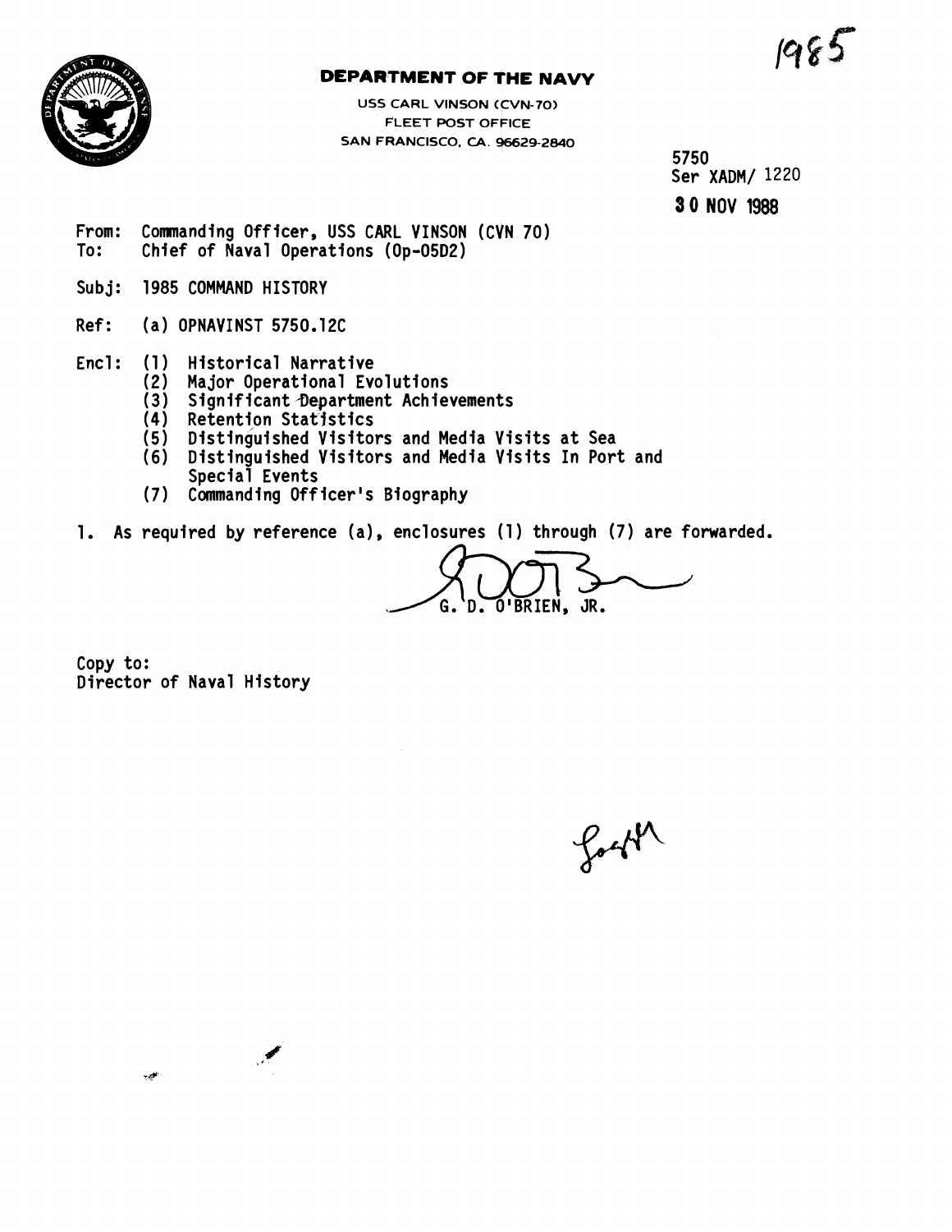1985

**DEPARTMENT OF THE NAVY**

USS CARL VINSON (CVN-70)
FLEET POST OFFICE
SAN FRANCISCO, CA. 96629-2840

5750
Ser XADM/ 1220

**30 NOV 1988**

From: Commanding Officer, USS CARL VINSON (CVN 70)
To: Chief of Naval Operations (Op-05D2)

Subj: 1985 COMMAND HISTORY

Ref: (a) OPNAVINST 5750.12C

Encl: (1) Historical Narrative
(2) Major Operational Evolutions
(3) Significant Department Achievements
(4) Retention Statistics
(5) Distinguished Visitors and Media Visits at Sea
(6) Distinguished Visitors and Media Visits In Port and Special Events
(7) Commanding Officer's Biography

1. As required by reference (a), enclosures (1) through (7) are forwarded.

G. D. O'BRIEN, JR.

Copy to:
Director of Naval History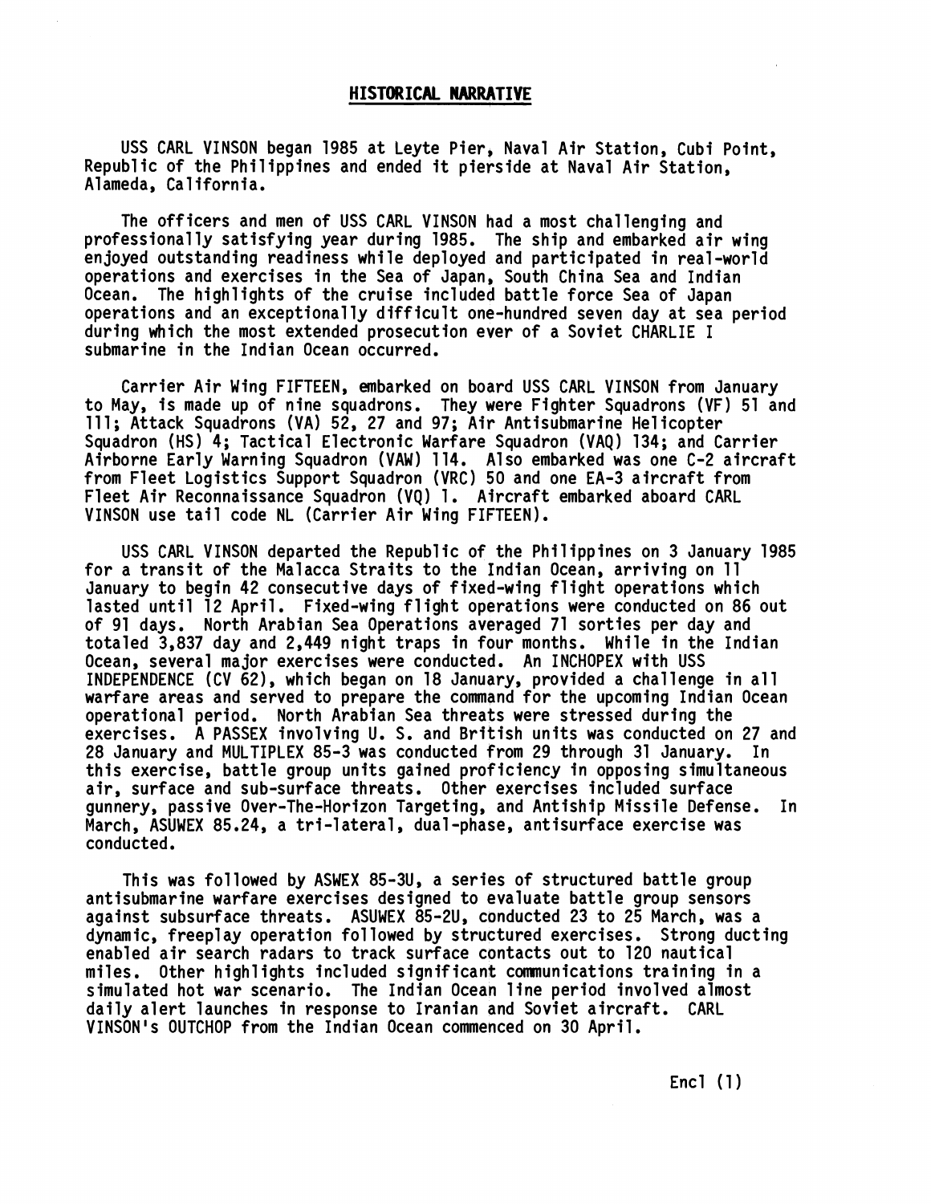## HISTORICAL NARRATIVE

USS CARL VINSON began 1985 at Leyte Pier, Naval Air Station, Cubi Point, Republic of the Philippines and ended it pierside at Naval Air Station, Alameda, California.

The officers and men of USS CARL VINSON had a most challenging and professionally satisfying year during 1985. The ship and embarked air wing enjoyed outstanding readiness while deployed and participated in real-world operations and exercises in the Sea of Japan, South China Sea and Indian Ocean. The highlights of the cruise included battle force Sea of Japan operations and an exceptionally difficult one-hundred seven day at sea period during which the most extended prosecution ever of a Soviet CHARLIE I submarine in the Indian Ocean occurred.

Carrier Air Wing FIFTEEN, embarked on board USS CARL VINSON from January to May, is made up of nine squadrons. They were Fighter Squadrons (VF) 51 and 111; Attack Squadrons (VA) 52, 27 and 97; Air Antisubmarine Helicopter Squadron (HS) 4; Tactical Electronic Warfare Squadron (VAQ) 134; and Carrier Airborne Early Warning Squadron (VAW) 114. Also embarked was one C-2 aircraft from Fleet Logistics Support Squadron (VRC) 50 and one EA-3 aircraft from Fleet Air Reconnaissance Squadron (VQ) 1. Aircraft embarked aboard CARL VINSON use tail code NL (Carrier Air Wing FIFTEEN).

USS CARL VINSON departed the Republic of the Philippines on 3 January 1985 for a transit of the Malacca Straits to the Indian Ocean, arriving on 11 January to begin 42 consecutive days of fixed-wing flight operations which lasted until 12 April. Fixed-wing flight operations were conducted on 86 out of 91 days. North Arabian Sea Operations averaged 71 sorties per day and totaled 3,837 day and 2,449 night traps in four months. While in the Indian Ocean, several major exercises were conducted. An INCHOPEX with USS INDEPENDENCE (CV 62), which began on 18 January, provided a challenge in all warfare areas and served to prepare the command for the upcoming Indian Ocean operational period. North Arabian Sea threats were stressed during the exercises. A PASSEX involving U. S. and British units was conducted on 27 and 28 January and MULTIPLEX 85-3 was conducted from 29 through 31 January. In this exercise, battle group units gained proficiency in opposing simultaneous air, surface and sub-surface threats. Other exercises included surface gunnery, passive Over-The-Horizon Targeting, and Antiship Missile Defense. In March, ASUWEX 85.24, a tri-lateral, dual-phase, antisurface exercise was conducted.

This was followed by ASWEX 85-3U, a series of structured battle group antisubmarine warfare exercises designed to evaluate battle group sensors against subsurface threats. ASUWEX 85-2U, conducted 23 to 25 March, was a dynamic, freeplay operation followed by structured exercises. Strong ducting enabled air search radars to track surface contacts out to 120 nautical miles. Other highlights included significant communications training in a simulated hot war scenario. The Indian Ocean line period involved almost daily alert launches in response to Iranian and Soviet aircraft. CARL VINSON's OUTCHOP from the Indian Ocean commenced on 30 April.

Encl (1)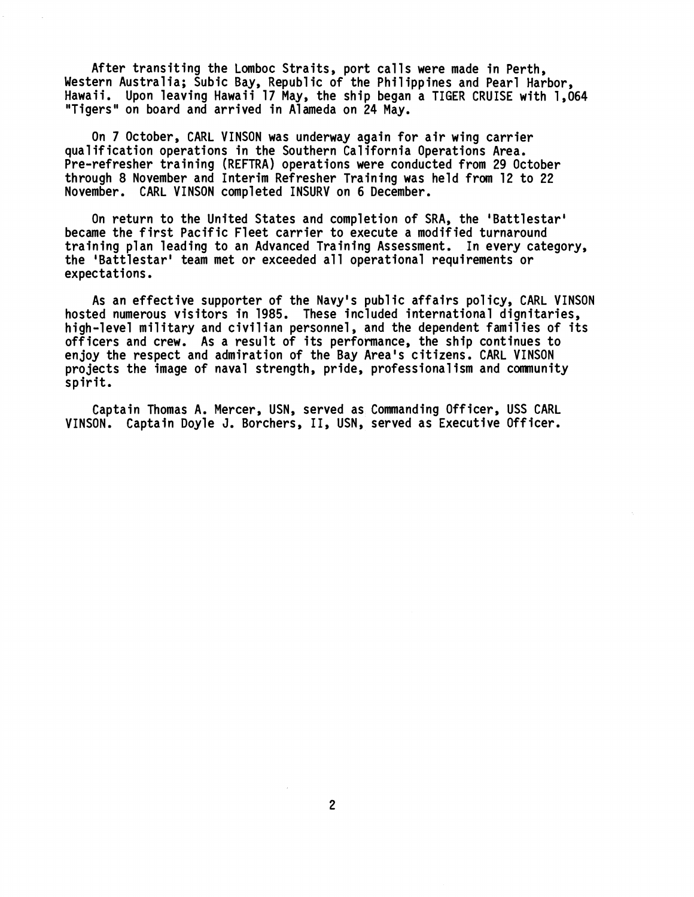After transiting the Lomboc Straits, port calls were made in Perth, Western Australia; Subic Bay, Republic of the Philippines and Pearl Harbor, Hawaii. Upon leaving Hawaii 17 May, the ship began a TIGER CRUISE with 1,064 "Tigers" on board and arrived in Alameda on 24 May.

On 7 October, CARL VINSON was underway again for air wing carrier qualification operations in the Southern California Operations Area. Pre-refresher training (REFTRA) operations were conducted from 29 October through 8 November and Interim Refresher Training was held from 12 to 22 November. CARL VINSON completed INSURV on 6 December.

On return to the United States and completion of SRA, the 'Battlestar' became the first Pacific Fleet carrier to execute a modified turnaround training plan leading to an Advanced Training Assessment. In every category, the 'Battlestar' team met or exceeded all operational requirements or expectations.

As an effective supporter of the Navy's public affairs policy, CARL VINSON hosted numerous visitors in 1985. These included international dignitaries, high-level military and civilian personnel, and the dependent families of its officers and crew. As a result of its performance, the ship continues to enjoy the respect and admiration of the Bay Area's citizens. CARL VINSON projects the image of naval strength, pride, professionalism and community spirit.

Captain Thomas A. Mercer, USN, served as Commanding Officer, USS CARL VINSON. Captain Doyle J. Borchers, II, USN, served as Executive Officer.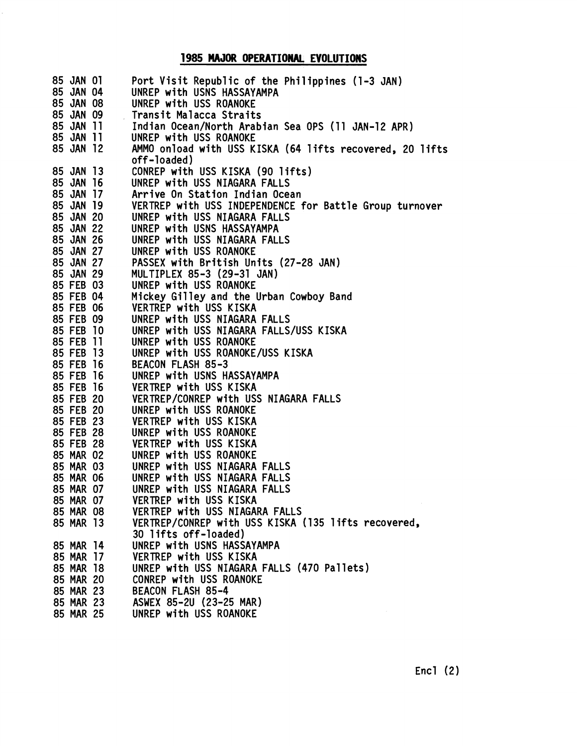## 1985 MAJOR OPERATIONAL EVOLUTIONS

| | |
|---|---|
| 85 JAN 01 | Port Visit Republic of the Philippines (1-3 JAN) |
| 85 JAN 04 | UNREP with USNS HASSAYAMPA |
| 85 JAN 08 | UNREP with USS ROANOKE |
| 85 JAN 09 | Transit Malacca Straits |
| 85 JAN 11 | Indian Ocean/North Arabian Sea OPS (11 JAN-12 APR) |
| 85 JAN 11 | UNREP with USS ROANOKE |
| 85 JAN 12 | AMMO onload with USS KISKA (64 lifts recovered, 20 lifts off-loaded) |
| 85 JAN 13 | CONREP with USS KISKA (90 lifts) |
| 85 JAN 16 | UNREP with USS NIAGARA FALLS |
| 85 JAN 17 | Arrive On Station Indian Ocean |
| 85 JAN 19 | VERTREP with USS INDEPENDENCE for Battle Group turnover |
| 85 JAN 20 | UNREP with USS NIAGARA FALLS |
| 85 JAN 22 | UNREP with USNS HASSAYAMPA |
| 85 JAN 26 | UNREP with USS NIAGARA FALLS |
| 85 JAN 27 | UNREP with USS ROANOKE |
| 85 JAN 27 | PASSEX with British Units (27-28 JAN) |
| 85 JAN 29 | MULTIPLEX 85-3 (29-31 JAN) |
| 85 FEB 03 | UNREP with USS ROANOKE |
| 85 FEB 04 | Mickey Gilley and the Urban Cowboy Band |
| 85 FEB 06 | VERTREP with USS KISKA |
| 85 FEB 09 | UNREP with USS NIAGARA FALLS |
| 85 FEB 10 | UNREP with USS NIAGARA FALLS/USS KISKA |
| 85 FEB 11 | UNREP with USS ROANOKE |
| 85 FEB 13 | UNREP with USS ROANOKE/USS KISKA |
| 85 FEB 16 | BEACON FLASH 85-3 |
| 85 FEB 16 | UNREP with USNS HASSAYAMPA |
| 85 FEB 16 | VERTREP with USS KISKA |
| 85 FEB 20 | VERTREP/CONREP with USS NIAGARA FALLS |
| 85 FEB 20 | UNREP with USS ROANOKE |
| 85 FEB 23 | VERTREP with USS KISKA |
| 85 FEB 28 | UNREP with USS ROANOKE |
| 85 FEB 28 | VERTREP with USS KISKA |
| 85 MAR 02 | UNREP with USS ROANOKE |
| 85 MAR 03 | UNREP with USS NIAGARA FALLS |
| 85 MAR 06 | UNREP with USS NIAGARA FALLS |
| 85 MAR 07 | UNREP with USS NIAGARA FALLS |
| 85 MAR 07 | VERTREP with USS KISKA |
| 85 MAR 08 | VERTREP with USS NIAGARA FALLS |
| 85 MAR 13 | VERTREP/CONREP with USS KISKA (135 lifts recovered, 30 lifts off-loaded) |
| 85 MAR 14 | UNREP with USNS HASSAYAMPA |
| 85 MAR 17 | VERTREP with USS KISKA |
| 85 MAR 18 | UNREP with USS NIAGARA FALLS (470 Pallets) |
| 85 MAR 20 | CONREP with USS ROANOKE |
| 85 MAR 23 | BEACON FLASH 85-4 |
| 85 MAR 23 | ASWEX 85-2U (23-25 MAR) |
| 85 MAR 25 | UNREP with USS ROANOKE |

Encl (2)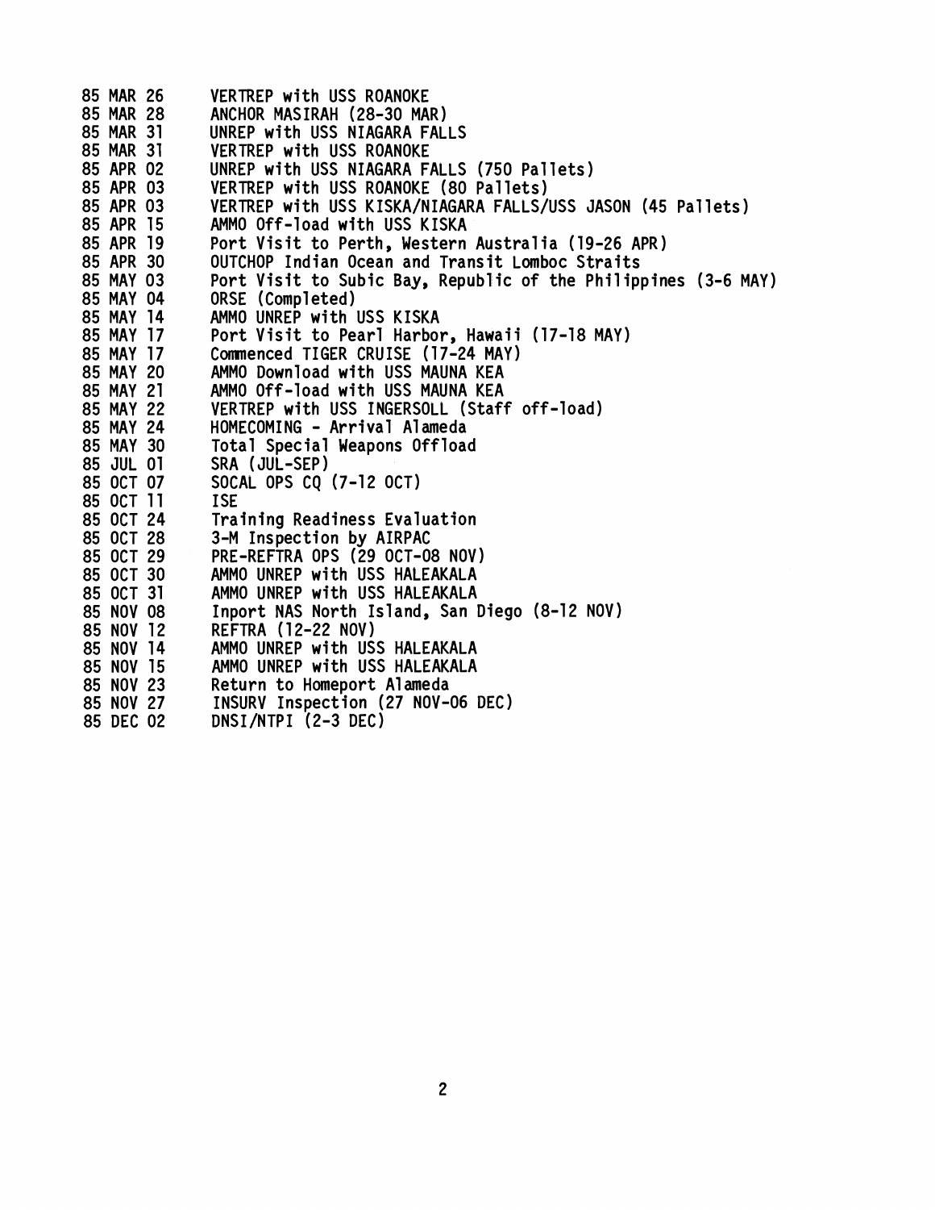| | |
|---|---|
| 85 MAR 26 | VERTREP with USS ROANOKE |
| 85 MAR 28 | ANCHOR MASIRAH (28-30 MAR) |
| 85 MAR 31 | UNREP with USS NIAGARA FALLS |
| 85 MAR 31 | VERTREP with USS ROANOKE |
| 85 APR 02 | UNREP with USS NIAGARA FALLS (750 Pallets) |
| 85 APR 03 | VERTREP with USS ROANOKE (80 Pallets) |
| 85 APR 03 | VERTREP with USS KISKA/NIAGARA FALLS/USS JASON (45 Pallets) |
| 85 APR 15 | AMMO Off-load with USS KISKA |
| 85 APR 19 | Port Visit to Perth, Western Australia (19-26 APR) |
| 85 APR 30 | OUTCHOP Indian Ocean and Transit Lomboc Straits |
| 85 MAY 03 | Port Visit to Subic Bay, Republic of the Philippines (3-6 MAY) |
| 85 MAY 04 | ORSE (Completed) |
| 85 MAY 14 | AMMO UNREP with USS KISKA |
| 85 MAY 17 | Port Visit to Pearl Harbor, Hawaii (17-18 MAY) |
| 85 MAY 17 | Commenced TIGER CRUISE (17-24 MAY) |
| 85 MAY 20 | AMMO Download with USS MAUNA KEA |
| 85 MAY 21 | AMMO Off-load with USS MAUNA KEA |
| 85 MAY 22 | VERTREP with USS INGERSOLL (Staff off-load) |
| 85 MAY 24 | HOMECOMING - Arrival Alameda |
| 85 MAY 30 | Total Special Weapons Offload |
| 85 JUL 01 | SRA (JUL-SEP) |
| 85 OCT 07 | SOCAL OPS CQ (7-12 OCT) |
| 85 OCT 11 | ISE |
| 85 OCT 24 | Training Readiness Evaluation |
| 85 OCT 28 | 3-M Inspection by AIRPAC |
| 85 OCT 29 | PRE-REFTRA OPS (29 OCT-08 NOV) |
| 85 OCT 30 | AMMO UNREP with USS HALEAKALA |
| 85 OCT 31 | AMMO UNREP with USS HALEAKALA |
| 85 NOV 08 | Inport NAS North Island, San Diego (8-12 NOV) |
| 85 NOV 12 | REFTRA (12-22 NOV) |
| 85 NOV 14 | AMMO UNREP with USS HALEAKALA |
| 85 NOV 15 | AMMO UNREP with USS HALEAKALA |
| 85 NOV 23 | Return to Homeport Alameda |
| 85 NOV 27 | INSURV Inspection (27 NOV-06 DEC) |
| 85 DEC 02 | DNSI/NTPI (2-3 DEC) |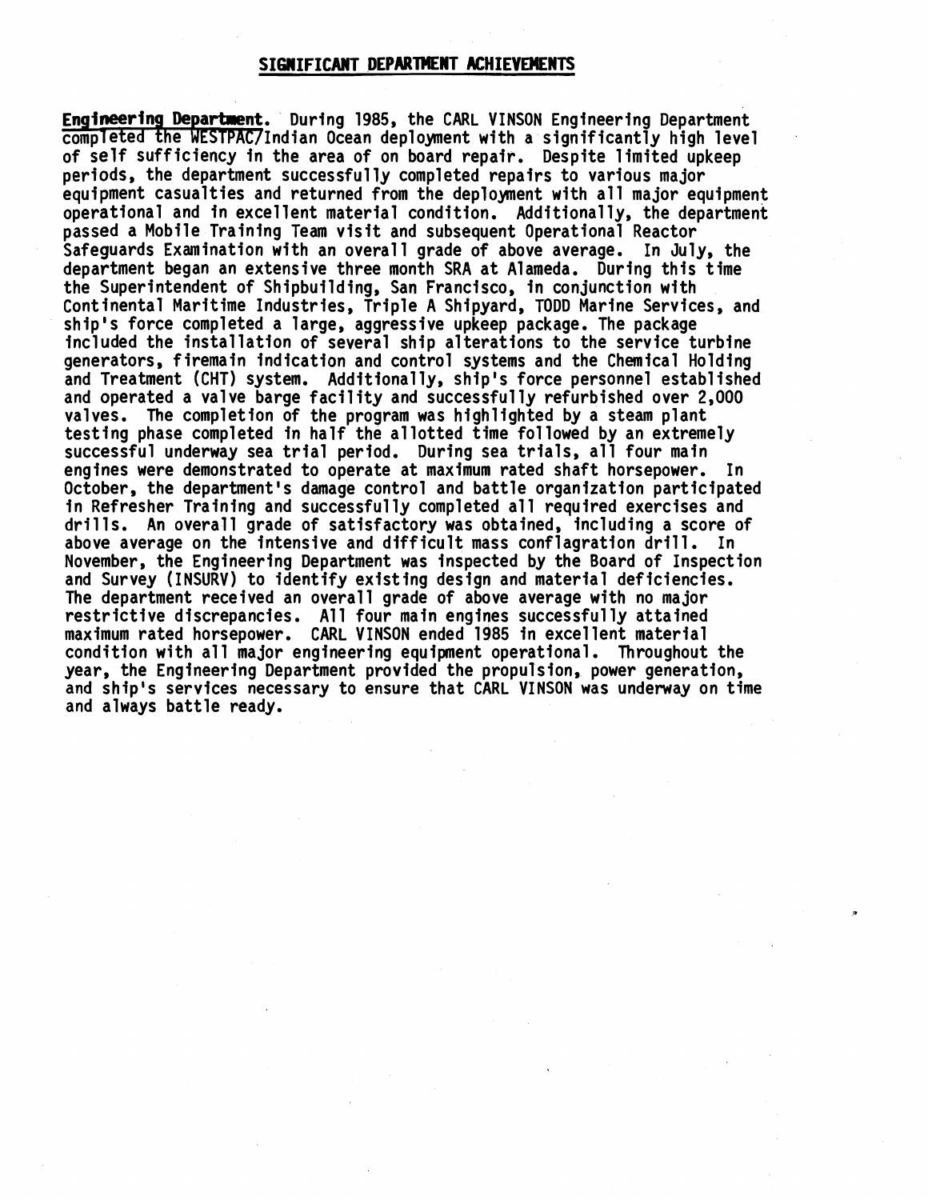## SIGNIFICANT DEPARTMENT ACHIEVEMENTS

**Engineering Department.** During 1985, the CARL VINSON Engineering Department completed the WESTPAC/Indian Ocean deployment with a significantly high level of self sufficiency in the area of on board repair. Despite limited upkeep periods, the department successfully completed repairs to various major equipment casualties and returned from the deployment with all major equipment operational and in excellent material condition. Additionally, the department passed a Mobile Training Team visit and subsequent Operational Reactor Safeguards Examination with an overall grade of above average. In July, the department began an extensive three month SRA at Alameda. During this time the Superintendent of Shipbuilding, San Francisco, in conjunction with Continental Maritime Industries, Triple A Shipyard, TODD Marine Services, and ship's force completed a large, aggressive upkeep package. The package included the installation of several ship alterations to the service turbine generators, firemain indication and control systems and the Chemical Holding and Treatment (CHT) system. Additionally, ship's force personnel established and operated a valve barge facility and successfully refurbished over 2,000 valves. The completion of the program was highlighted by a steam plant testing phase completed in half the allotted time followed by an extremely successful underway sea trial period. During sea trials, all four main engines were demonstrated to operate at maximum rated shaft horsepower. In October, the department's damage control and battle organization participated in Refresher Training and successfully completed all required exercises and drills. An overall grade of satisfactory was obtained, including a score of above average on the intensive and difficult mass conflagration drill. In November, the Engineering Department was inspected by the Board of Inspection and Survey (INSURV) to identify existing design and material deficiencies. The department received an overall grade of above average with no major restrictive discrepancies. All four main engines successfully attained maximum rated horsepower. CARL VINSON ended 1985 in excellent material condition with all major engineering equipment operational. Throughout the year, the Engineering Department provided the propulsion, power generation, and ship's services necessary to ensure that CARL VINSON was underway on time and always battle ready.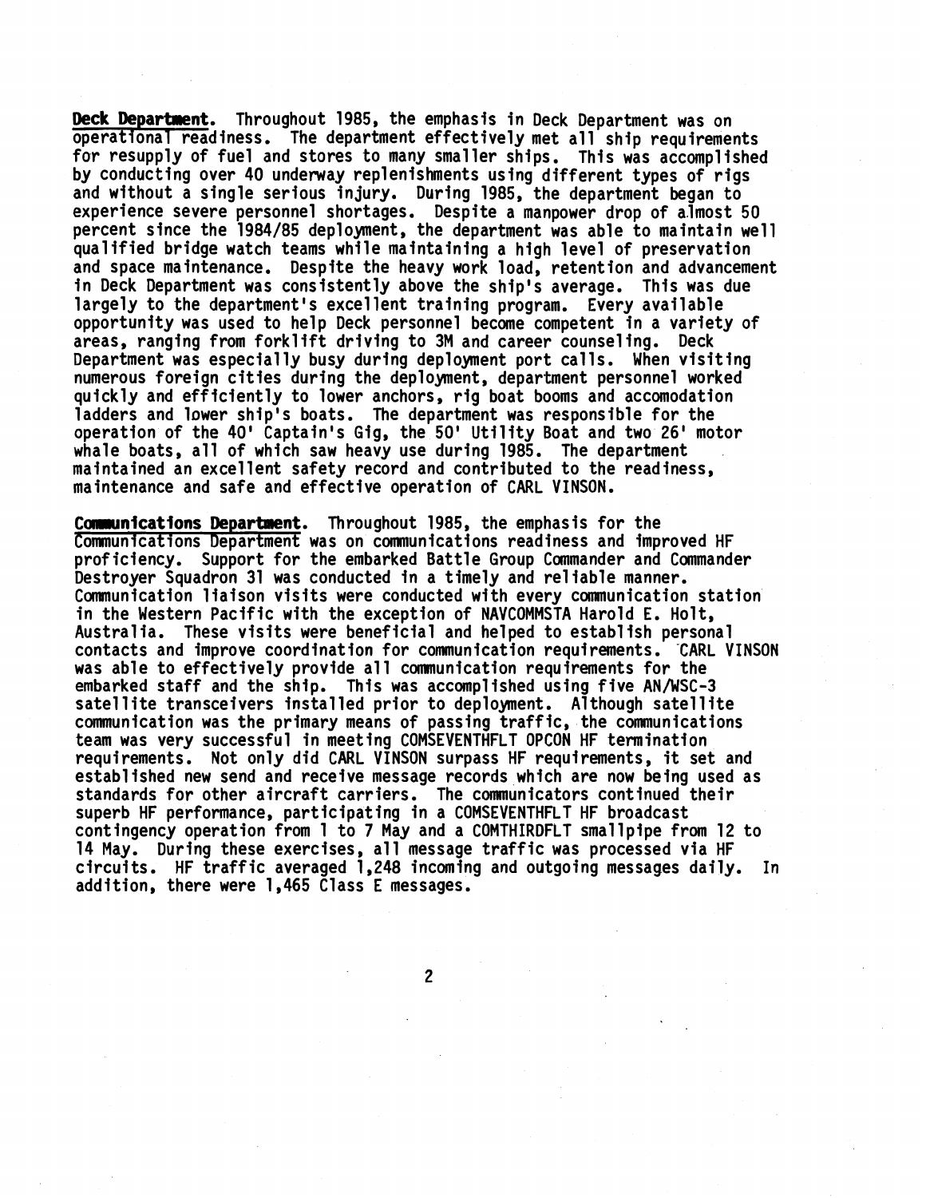**Deck Department**. Throughout 1985, the emphasis in Deck Department was on operational readiness. The department effectively met all ship requirements for resupply of fuel and stores to many smaller ships. This was accomplished by conducting over 40 underway replenishments using different types of rigs and without a single serious injury. During 1985, the department began to experience severe personnel shortages. Despite a manpower drop of almost 50 percent since the 1984/85 deployment, the department was able to maintain well qualified bridge watch teams while maintaining a high level of preservation and space maintenance. Despite the heavy work load, retention and advancement in Deck Department was consistently above the ship's average. This was due largely to the department's excellent training program. Every available opportunity was used to help Deck personnel become competent in a variety of areas, ranging from forklift driving to 3M and career counseling. Deck Department was especially busy during deployment port calls. When visiting numerous foreign cities during the deployment, department personnel worked quickly and efficiently to lower anchors, rig boat booms and accomodation ladders and lower ship's boats. The department was responsible for the operation of the 40' Captain's Gig, the 50' Utility Boat and two 26' motor whale boats, all of which saw heavy use during 1985. The department maintained an excellent safety record and contributed to the readiness, maintenance and safe and effective operation of CARL VINSON.

**Communications Department**. Throughout 1985, the emphasis for the Communications Department was on communications readiness and improved HF proficiency. Support for the embarked Battle Group Commander and Commander Destroyer Squadron 31 was conducted in a timely and reliable manner. Communication liaison visits were conducted with every communication station in the Western Pacific with the exception of NAVCOMMSTA Harold E. Holt, Australia. These visits were beneficial and helped to establish personal contacts and improve coordination for communication requirements. CARL VINSON was able to effectively provide all communication requirements for the embarked staff and the ship. This was accomplished using five AN/WSC-3 satellite transceivers installed prior to deployment. Although satellite communication was the primary means of passing traffic, the communications team was very successful in meeting COMSEVENTHFLT OPCON HF termination requirements. Not only did CARL VINSON surpass HF requirements, it set and established new send and receive message records which are now being used as standards for other aircraft carriers. The communicators continued their superb HF performance, participating in a COMSEVENTHFLT HF broadcast contingency operation from 1 to 7 May and a COMTHIRDFLT smallpipe from 12 to 14 May. During these exercises, all message traffic was processed via HF circuits. HF traffic averaged 1,248 incoming and outgoing messages daily. In addition, there were 1,465 Class E messages.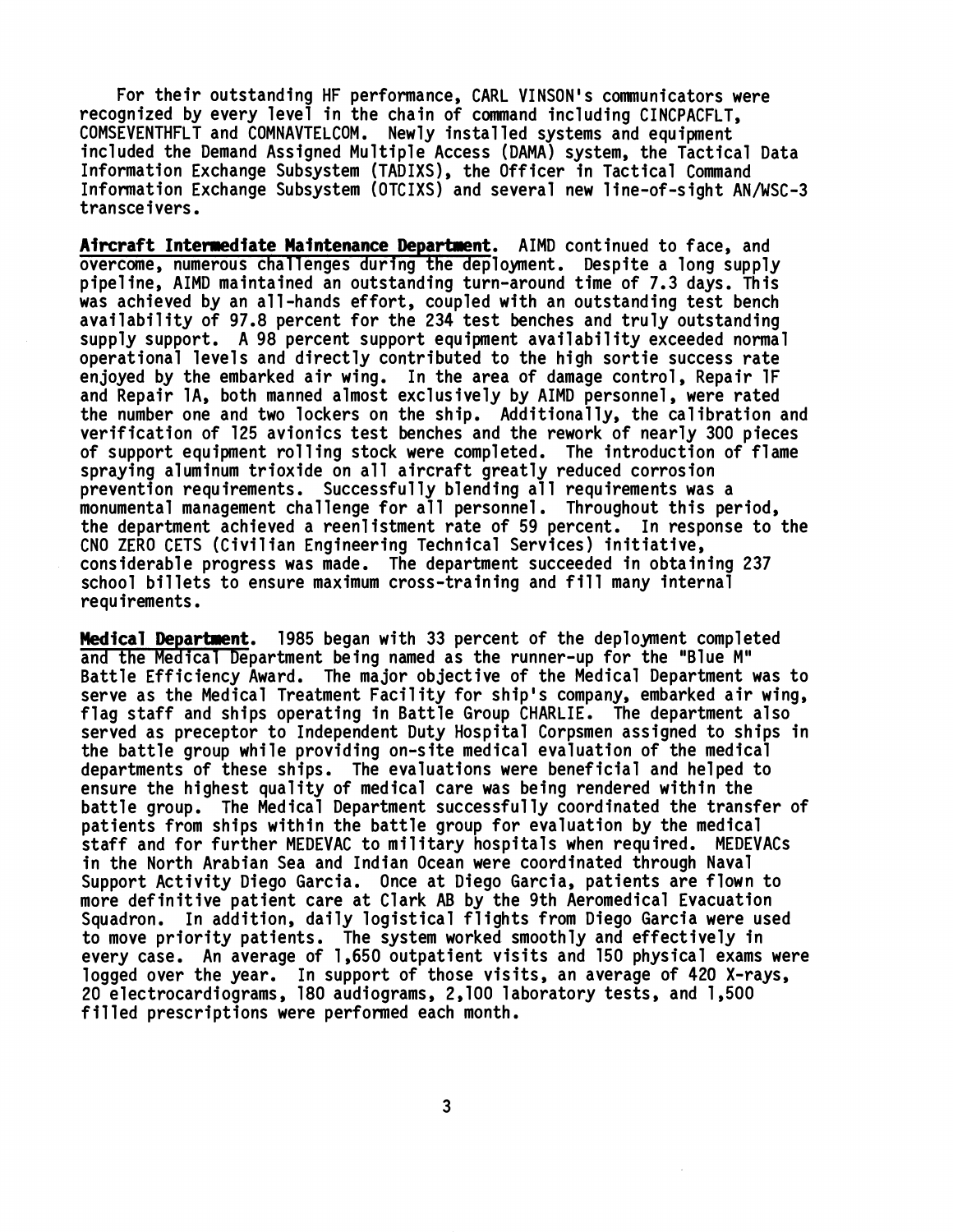For their outstanding HF performance, CARL VINSON's communicators were recognized by every level in the chain of command including CINCPACFLT, COMSEVENTHFLT and COMNAVTELCOM. Newly installed systems and equipment included the Demand Assigned Multiple Access (DAMA) system, the Tactical Data Information Exchange Subsystem (TADIXS), the Officer in Tactical Command Information Exchange Subsystem (OTCIXS) and several new line-of-sight AN/WSC-3 transceivers.

**Aircraft Intermediate Maintenance Department.** AIMD continued to face, and overcome, numerous challenges during the deployment. Despite a long supply pipeline, AIMD maintained an outstanding turn-around time of 7.3 days. This was achieved by an all-hands effort, coupled with an outstanding test bench availability of 97.8 percent for the 234 test benches and truly outstanding supply support. A 98 percent support equipment availability exceeded normal operational levels and directly contributed to the high sortie success rate enjoyed by the embarked air wing. In the area of damage control, Repair 1F and Repair 1A, both manned almost exclusively by AIMD personnel, were rated the number one and two lockers on the ship. Additionally, the calibration and verification of 125 avionics test benches and the rework of nearly 300 pieces of support equipment rolling stock were completed. The introduction of flame spraying aluminum trioxide on all aircraft greatly reduced corrosion prevention requirements. Successfully blending all requirements was a monumental management challenge for all personnel. Throughout this period, the department achieved a reenlistment rate of 59 percent. In response to the CNO ZERO CETS (Civilian Engineering Technical Services) initiative, considerable progress was made. The department succeeded in obtaining 237 school billets to ensure maximum cross-training and fill many internal requirements.

**Medical Department.** 1985 began with 33 percent of the deployment completed and the Medical Department being named as the runner-up for the "Blue M" Battle Efficiency Award. The major objective of the Medical Department was to serve as the Medical Treatment Facility for ship's company, embarked air wing, flag staff and ships operating in Battle Group CHARLIE. The department also served as preceptor to Independent Duty Hospital Corpsmen assigned to ships in the battle group while providing on-site medical evaluation of the medical departments of these ships. The evaluations were beneficial and helped to ensure the highest quality of medical care was being rendered within the battle group. The Medical Department successfully coordinated the transfer of patients from ships within the battle group for evaluation by the medical staff and for further MEDEVAC to military hospitals when required. MEDEVACs in the North Arabian Sea and Indian Ocean were coordinated through Naval Support Activity Diego Garcia. Once at Diego Garcia, patients are flown to more definitive patient care at Clark AB by the 9th Aeromedical Evacuation Squadron. In addition, daily logistical flights from Diego Garcia were used to move priority patients. The system worked smoothly and effectively in every case. An average of 1,650 outpatient visits and 150 physical exams were logged over the year. In support of those visits, an average of 420 X-rays, 20 electrocardiograms, 180 audiograms, 2,100 laboratory tests, and 1,500 filled prescriptions were performed each month.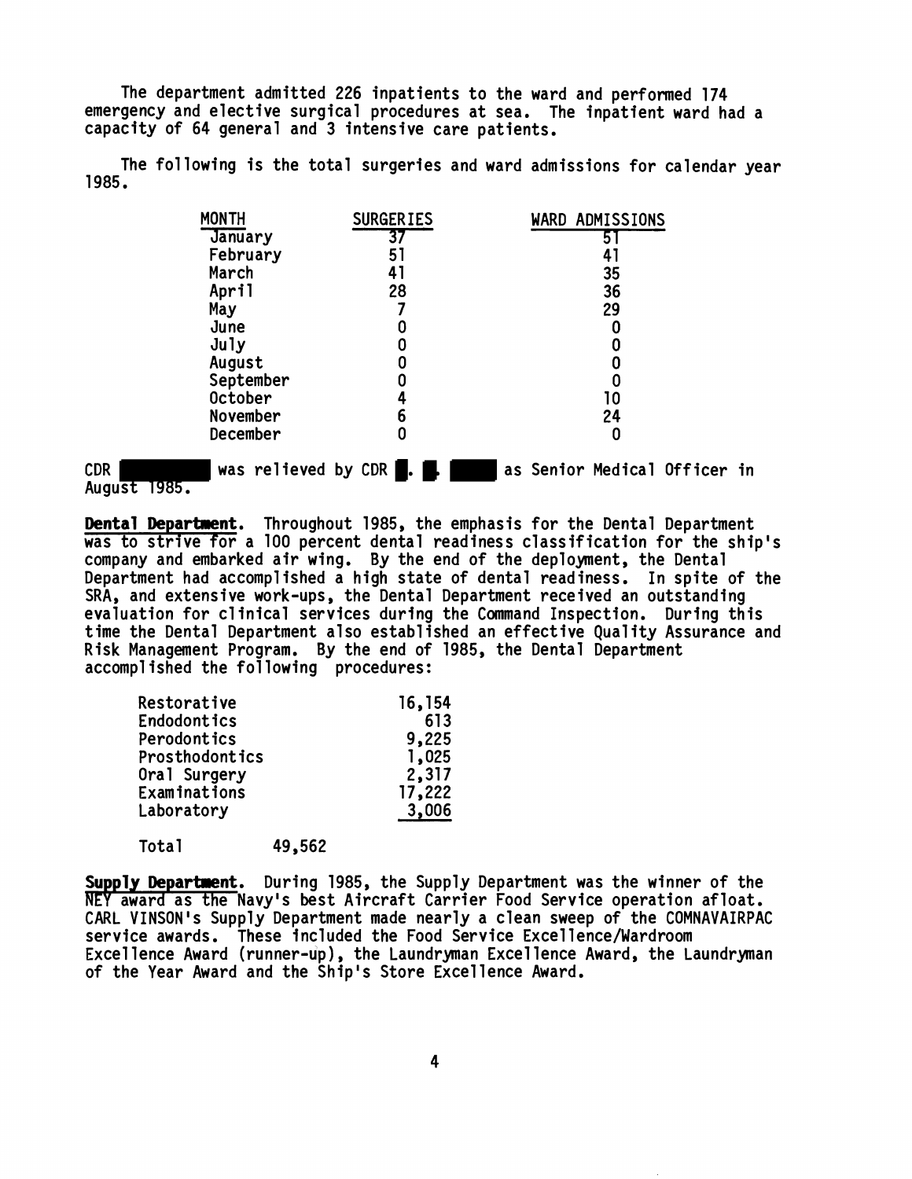The department admitted 226 inpatients to the ward and performed 174 emergency and elective surgical procedures at sea. The inpatient ward had a capacity of 64 general and 3 intensive care patients.

The following is the total surgeries and ward admissions for calendar year 1985.

| MONTH | SURGERIES | WARD ADMISSIONS |
|---|---|---|
| January | 37 | 51 |
| February | 51 | 41 |
| March | 41 | 35 |
| April | 28 | 36 |
| May | 7 | 29 |
| June | 0 | 0 |
| July | 0 | 0 |
| August | 0 | 0 |
| September | 0 | 0 |
| October | 4 | 10 |
| November | 6 | 24 |
| December | 0 | 0 |

CDR [redacted] was relieved by CDR [redacted] as Senior Medical Officer in August 1985.

**Dental Department.** Throughout 1985, the emphasis for the Dental Department was to strive for a 100 percent dental readiness classification for the ship's company and embarked air wing. By the end of the deployment, the Dental Department had accomplished a high state of dental readiness. In spite of the SRA, and extensive work-ups, the Dental Department received an outstanding evaluation for clinical services during the Command Inspection. During this time the Dental Department also established an effective Quality Assurance and Risk Management Program. By the end of 1985, the Dental Department accomplished the following procedures:

| | |
|---|---|
| Restorative | 16,154 |
| Endodontics | 613 |
| Perodontics | 9,225 |
| Prosthodontics | 1,025 |
| Oral Surgery | 2,317 |
| Examinations | 17,222 |
| Laboratory | 3,006 |

Total 49,562

**Supply Department.** During 1985, the Supply Department was the winner of the NEY award as the Navy's best Aircraft Carrier Food Service operation afloat. CARL VINSON's Supply Department made nearly a clean sweep of the COMNAVAIRPAC service awards. These included the Food Service Excellence/Wardroom Excellence Award (runner-up), the Laundryman Excellence Award, the Laundryman of the Year Award and the Ship's Store Excellence Award.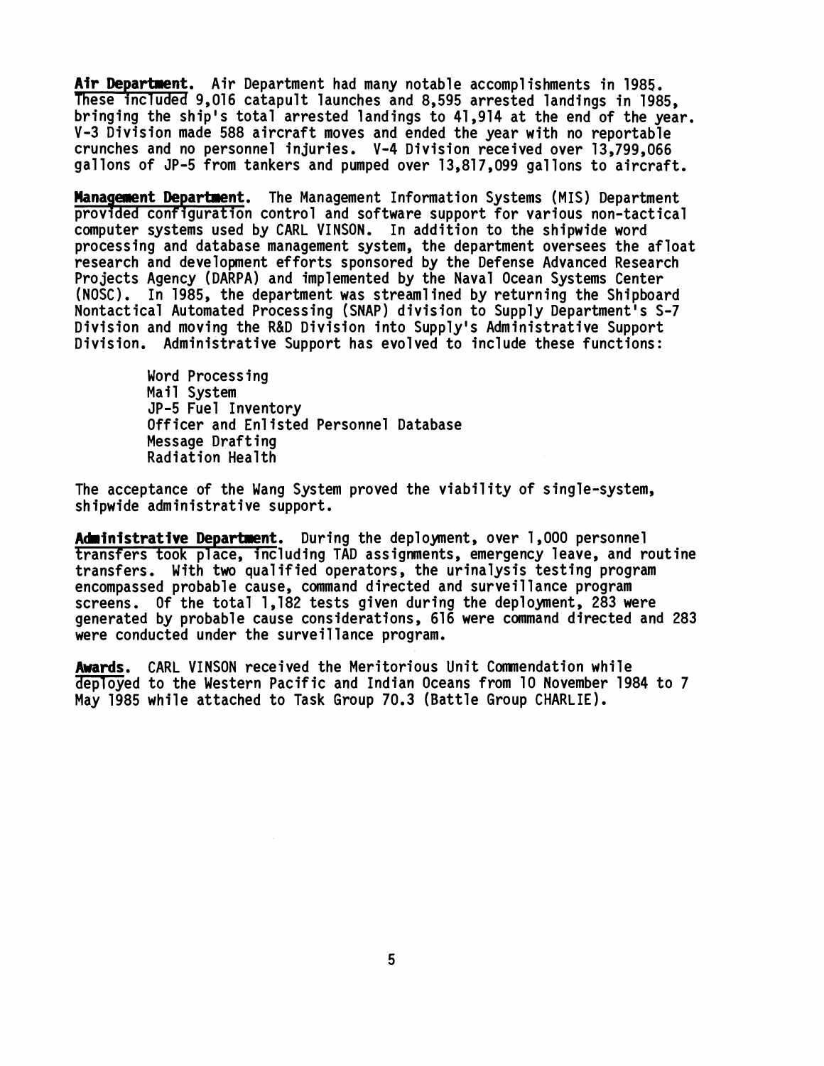**Air Department.** Air Department had many notable accomplishments in 1985. These included 9,016 catapult launches and 8,595 arrested landings in 1985, bringing the ship's total arrested landings to 41,914 at the end of the year. V-3 Division made 588 aircraft moves and ended the year with no reportable crunches and no personnel injuries. V-4 Division received over 13,799,066 gallons of JP-5 from tankers and pumped over 13,817,099 gallons to aircraft.

**Management Department.** The Management Information Systems (MIS) Department provided configuration control and software support for various non-tactical computer systems used by CARL VINSON. In addition to the shipwide word processing and database management system, the department oversees the afloat research and development efforts sponsored by the Defense Advanced Research Projects Agency (DARPA) and implemented by the Naval Ocean Systems Center (NOSC). In 1985, the department was streamlined by returning the Shipboard Nontactical Automated Processing (SNAP) division to Supply Department's S-7 Division and moving the R&D Division into Supply's Administrative Support Division. Administrative Support has evolved to include these functions:

- Word Processing
- Mail System
- JP-5 Fuel Inventory
- Officer and Enlisted Personnel Database
- Message Drafting
- Radiation Health

The acceptance of the Wang System proved the viability of single-system, shipwide administrative support.

**Administrative Department.** During the deployment, over 1,000 personnel transfers took place, including TAD assignments, emergency leave, and routine transfers. With two qualified operators, the urinalysis testing program encompassed probable cause, command directed and surveillance program screens. Of the total 1,182 tests given during the deployment, 283 were generated by probable cause considerations, 616 were command directed and 283 were conducted under the surveillance program.

**Awards.** CARL VINSON received the Meritorious Unit Commendation while deployed to the Western Pacific and Indian Oceans from 10 November 1984 to 7 May 1985 while attached to Task Group 70.3 (Battle Group CHARLIE).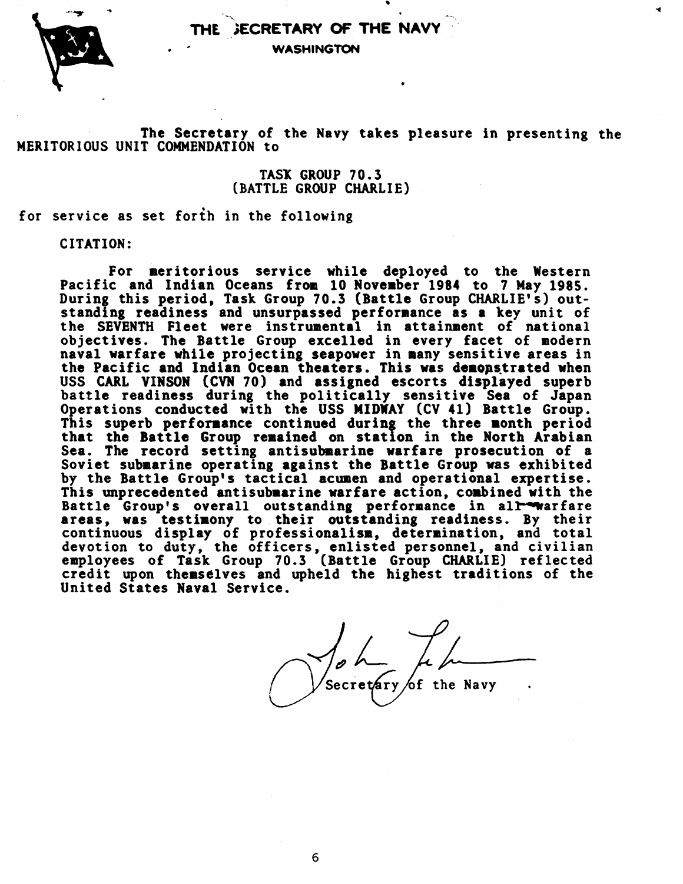# THE SECRETARY OF THE NAVY

**WASHINGTON**

The Secretary of the Navy takes pleasure in presenting the MERITORIOUS UNIT COMMENDATION to

TASK GROUP 70.3
(BATTLE GROUP CHARLIE)

for service as set forth in the following

CITATION:

For meritorious service while deployed to the Western Pacific and Indian Oceans from 10 November 1984 to 7 May 1985. During this period, Task Group 70.3 (Battle Group CHARLIE's) outstanding readiness and unsurpassed performance as a key unit of the SEVENTH Fleet were instrumental in attainment of national objectives. The Battle Group excelled in every facet of modern naval warfare while projecting seapower in many sensitive areas in the Pacific and Indian Ocean theaters. This was demonstrated when USS CARL VINSON (CVN 70) and assigned escorts displayed superb battle readiness during the politically sensitive Sea of Japan Operations conducted with the USS MIDWAY (CV 41) Battle Group. This superb performance continued during the three month period that the Battle Group remained on station in the North Arabian Sea. The record setting antisubmarine warfare prosecution of a Soviet submarine operating against the Battle Group was exhibited by the Battle Group's tactical acumen and operational expertise. This unprecedented antisubmarine warfare action, combined with the Battle Group's overall outstanding performance in all warfare areas, was testimony to their outstanding readiness. By their continuous display of professionalism, determination, and total devotion to duty, the officers, enlisted personnel, and civilian employees of Task Group 70.3 (Battle Group CHARLIE) reflected credit upon themselves and upheld the highest traditions of the United States Naval Service.

John Lehman
Secretary of the Navy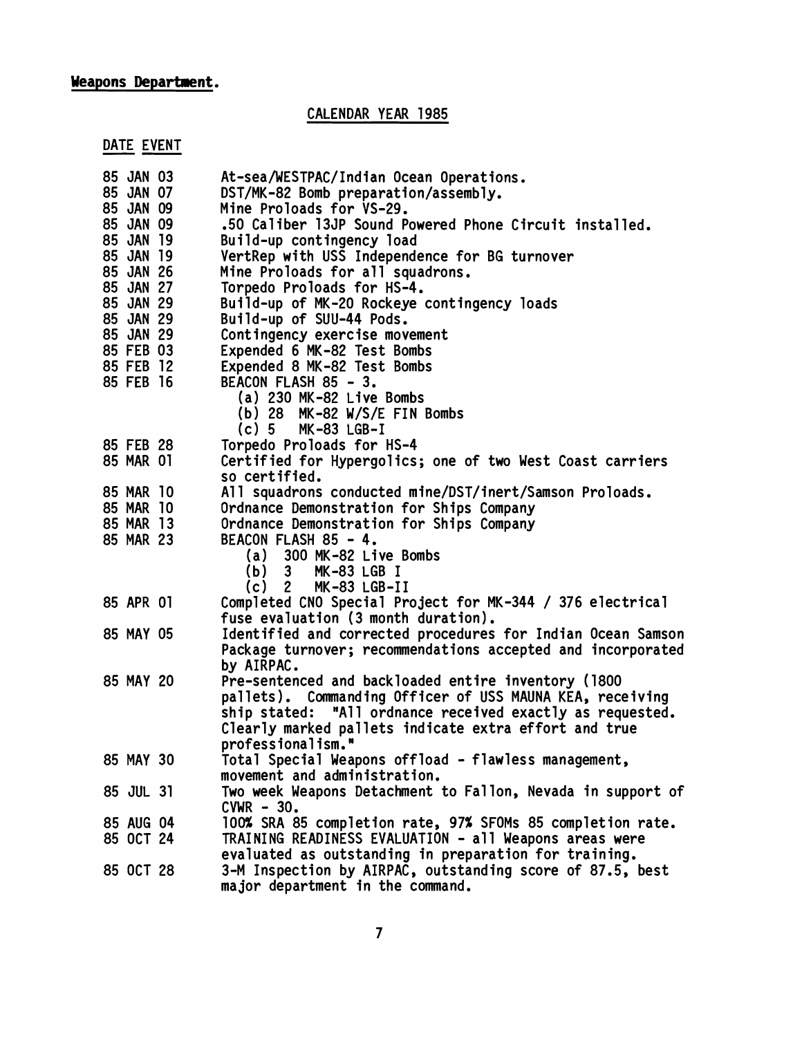**Weapons Department.**

CALENDAR YEAR 1985

| DATE | EVENT |
|---|---|
| 85 JAN 03 | At-sea/WESTPAC/Indian Ocean Operations. |
| 85 JAN 07 | DST/MK-82 Bomb preparation/assembly. |
| 85 JAN 09 | Mine Proloads for VS-29. |
| 85 JAN 09 | .50 Caliber 13JP Sound Powered Phone Circuit installed. |
| 85 JAN 19 | Build-up contingency load |
| 85 JAN 19 | VertRep with USS Independence for BG turnover |
| 85 JAN 26 | Mine Proloads for all squadrons. |
| 85 JAN 27 | Torpedo Proloads for HS-4. |
| 85 JAN 29 | Build-up of MK-20 Rockeye contingency loads |
| 85 JAN 29 | Build-up of SUU-44 Pods. |
| 85 JAN 29 | Contingency exercise movement |
| 85 FEB 03 | Expended 6 MK-82 Test Bombs |
| 85 FEB 12 | Expended 8 MK-82 Test Bombs |
| 85 FEB 16 | BEACON FLASH 85 - 3.<br>(a) 230 MK-82 Live Bombs<br>(b) 28 MK-82 W/S/E FIN Bombs<br>(c) 5 MK-83 LGB-I |
| 85 FEB 28 | Torpedo Proloads for HS-4 |
| 85 MAR 01 | Certified for Hypergolics; one of two West Coast carriers so certified. |
| 85 MAR 10 | All squadrons conducted mine/DST/inert/Samson Proloads. |
| 85 MAR 10 | Ordnance Demonstration for Ships Company |
| 85 MAR 13 | Ordnance Demonstration for Ships Company |
| 85 MAR 23 | BEACON FLASH 85 - 4.<br>(a) 300 MK-82 Live Bombs<br>(b) 3 MK-83 LGB I<br>(c) 2 MK-83 LGB-II |
| 85 APR 01 | Completed CNO Special Project for MK-344 / 376 electrical fuse evaluation (3 month duration). |
| 85 MAY 05 | Identified and corrected procedures for Indian Ocean Samson Package turnover; recommendations accepted and incorporated by AIRPAC. |
| 85 MAY 20 | Pre-sentenced and backloaded entire inventory (1800 pallets). Commanding Officer of USS MAUNA KEA, receiving ship stated: "All ordnance received exactly as requested. Clearly marked pallets indicate extra effort and true professionalism." |
| 85 MAY 30 | Total Special Weapons offload - flawless management, movement and administration. |
| 85 JUL 31 | Two week Weapons Detachment to Fallon, Nevada in support of CVWR - 30. |
| 85 AUG 04 | 100% SRA 85 completion rate, 97% SFOMs 85 completion rate. |
| 85 OCT 24 | TRAINING READINESS EVALUATION - all Weapons areas were evaluated as outstanding in preparation for training. |
| 85 OCT 28 | 3-M Inspection by AIRPAC, outstanding score of 87.5, best major department in the command. |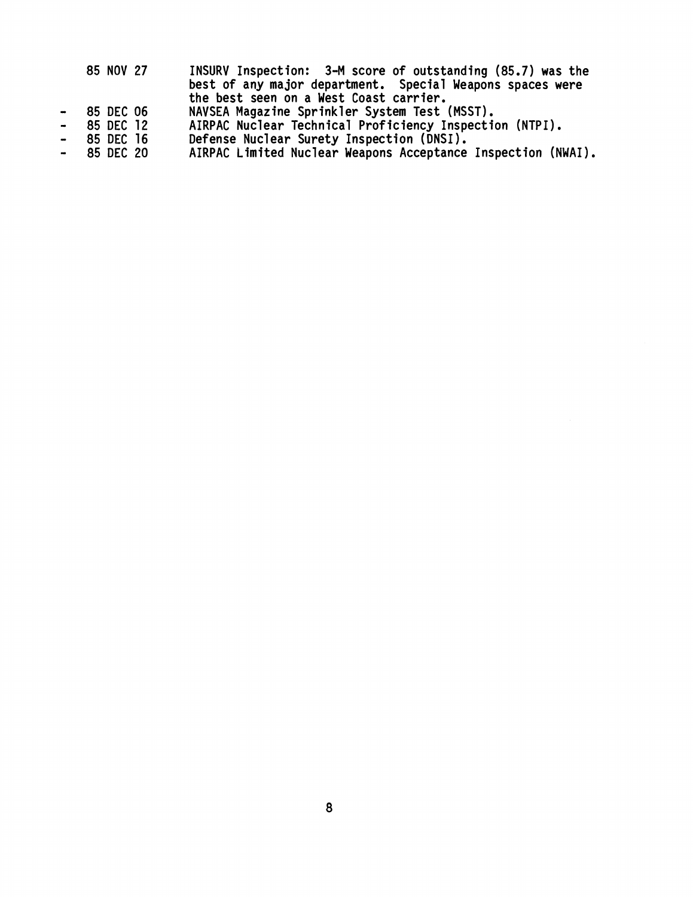85 NOV 27 INSURV Inspection: 3-M score of outstanding (85.7) was the best of any major department. Special Weapons spaces were the best seen on a West Coast carrier.

- 85 DEC 06 NAVSEA Magazine Sprinkler System Test (MSST).
- 85 DEC 12 AIRPAC Nuclear Technical Proficiency Inspection (NTPI).
- 85 DEC 16 Defense Nuclear Surety Inspection (DNSI).
- 85 DEC 20 AIRPAC Limited Nuclear Weapons Acceptance Inspection (NWAI).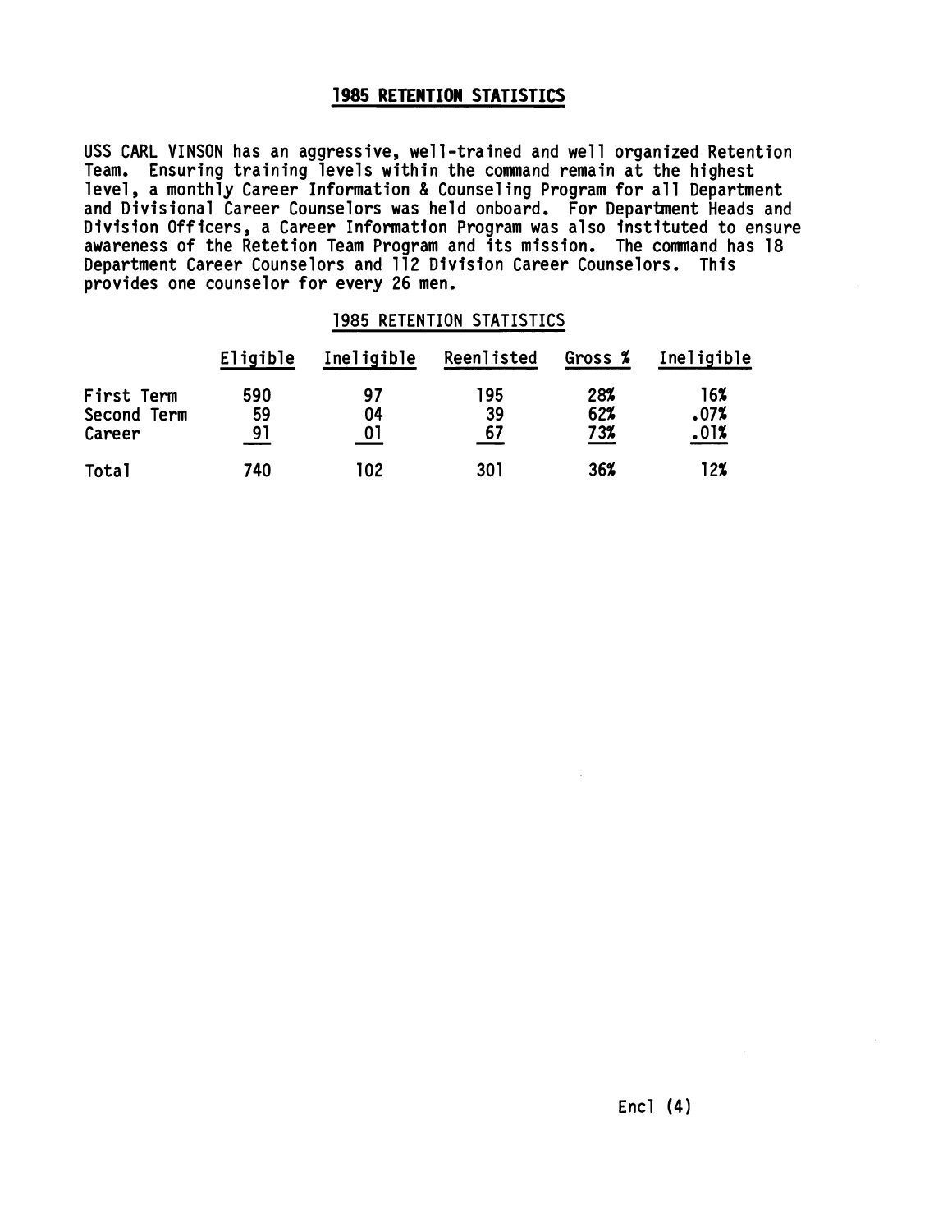## 1985 RETENTION STATISTICS

USS CARL VINSON has an aggressive, well-trained and well organized Retention Team. Ensuring training levels within the command remain at the highest level, a monthly Career Information & Counseling Program for all Department and Divisional Career Counselors was held onboard. For Department Heads and Division Officers, a Career Information Program was also instituted to ensure awareness of the Retetion Team Program and its mission. The command has 18 Department Career Counselors and 112 Division Career Counselors. This provides one counselor for every 26 men.

1985 RETENTION STATISTICS

| | Eligible | Ineligible | Reenlisted | Gross % | Ineligible |
|---|---|---|---|---|---|
| First Term | 590 | 97 | 195 | 28% | 16% |
| Second Term | 59 | 04 | 39 | 62% | .07% |
| Career | 91 | 01 | 67 | 73% | .01% |
| Total | 740 | 102 | 301 | 36% | 12% |

Encl (4)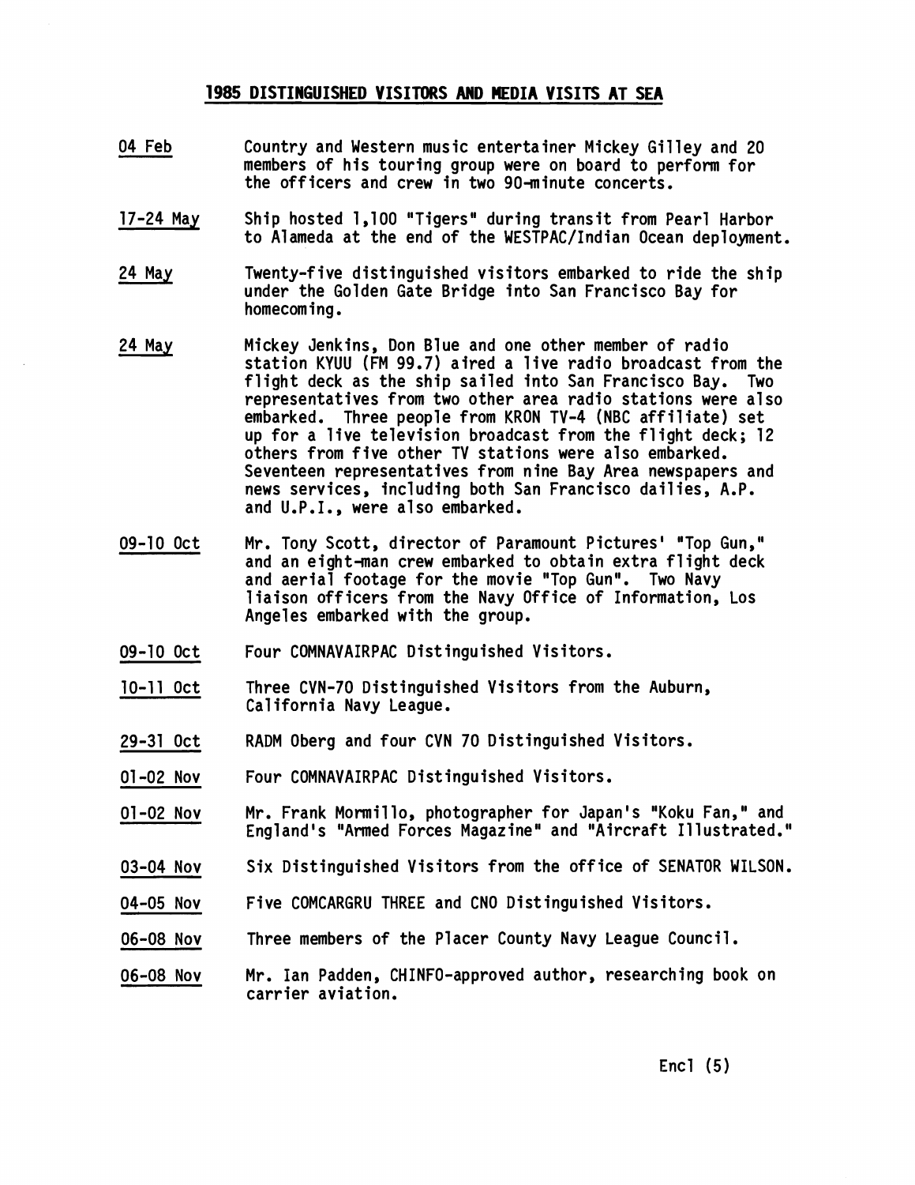# 1985 DISTINGUISHED VISITORS AND MEDIA VISITS AT SEA

04 Feb — Country and Western music entertainer Mickey Gilley and 20 members of his touring group were on board to perform for the officers and crew in two 90-minute concerts.

17-24 May — Ship hosted 1,100 "Tigers" during transit from Pearl Harbor to Alameda at the end of the WESTPAC/Indian Ocean deployment.

24 May — Twenty-five distinguished visitors embarked to ride the ship under the Golden Gate Bridge into San Francisco Bay for homecoming.

24 May — Mickey Jenkins, Don Blue and one other member of radio station KYUU (FM 99.7) aired a live radio broadcast from the flight deck as the ship sailed into San Francisco Bay. Two representatives from two other area radio stations were also embarked. Three people from KRON TV-4 (NBC affiliate) set up for a live television broadcast from the flight deck; 12 others from five other TV stations were also embarked. Seventeen representatives from nine Bay Area newspapers and news services, including both San Francisco dailies, A.P. and U.P.I., were also embarked.

09-10 Oct — Mr. Tony Scott, director of Paramount Pictures' "Top Gun," and an eight-man crew embarked to obtain extra flight deck and aerial footage for the movie "Top Gun". Two Navy liaison officers from the Navy Office of Information, Los Angeles embarked with the group.

09-10 Oct — Four COMNAVAIRPAC Distinguished Visitors.

10-11 Oct — Three CVN-70 Distinguished Visitors from the Auburn, California Navy League.

29-31 Oct — RADM Oberg and four CVN 70 Distinguished Visitors.

01-02 Nov — Four COMNAVAIRPAC Distinguished Visitors.

01-02 Nov — Mr. Frank Mormillo, photographer for Japan's "Koku Fan," and England's "Armed Forces Magazine" and "Aircraft Illustrated."

03-04 Nov — Six Distinguished Visitors from the office of SENATOR WILSON.

04-05 Nov — Five COMCARGRU THREE and CNO Distinguished Visitors.

06-08 Nov — Three members of the Placer County Navy League Council.

06-08 Nov — Mr. Ian Padden, CHINFO-approved author, researching book on carrier aviation.

Encl (5)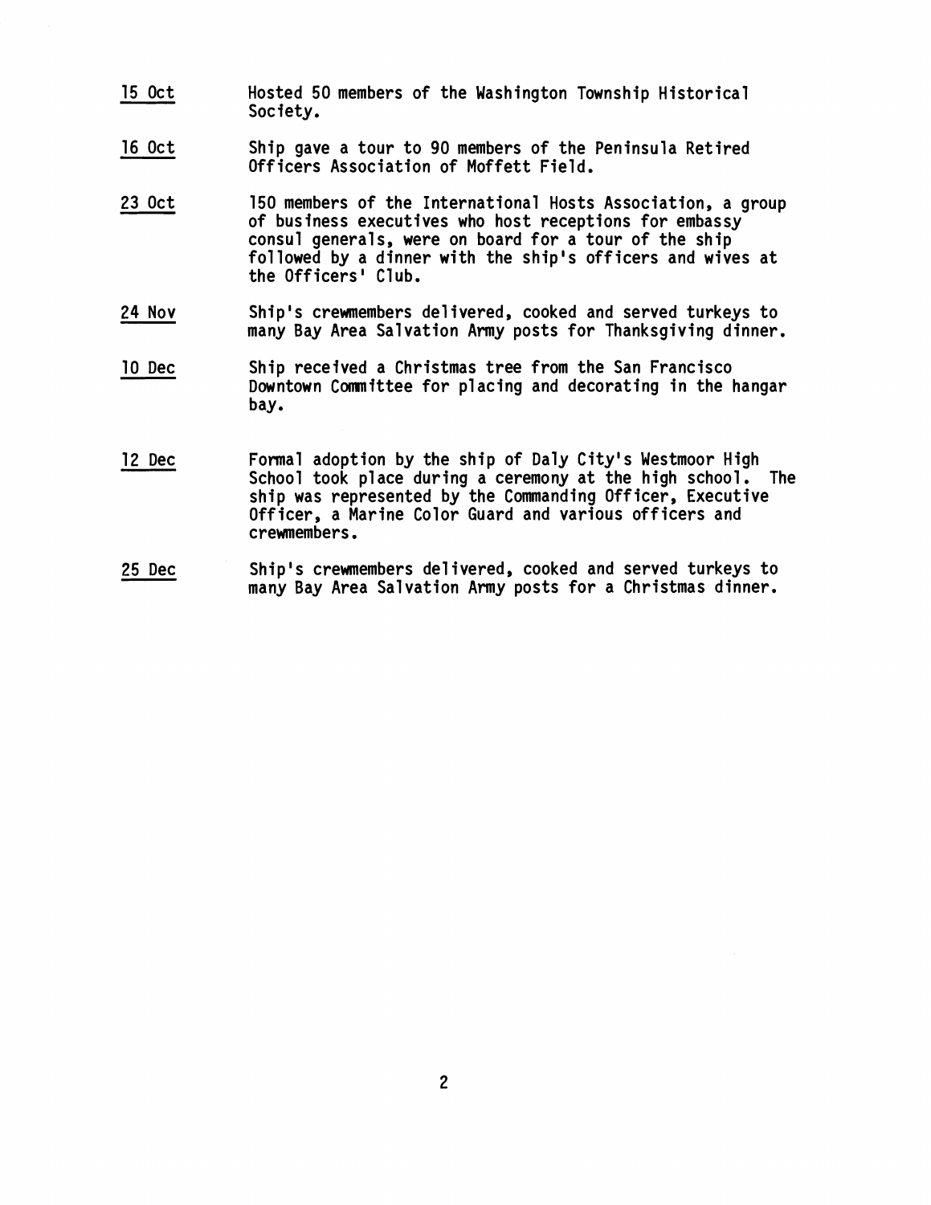15 Oct — Hosted 50 members of the Washington Township Historical Society.

16 Oct — Ship gave a tour to 90 members of the Peninsula Retired Officers Association of Moffett Field.

23 Oct — 150 members of the International Hosts Association, a group of business executives who host receptions for embassy consul generals, were on board for a tour of the ship followed by a dinner with the ship's officers and wives at the Officers' Club.

24 Nov — Ship's crewmembers delivered, cooked and served turkeys to many Bay Area Salvation Army posts for Thanksgiving dinner.

10 Dec — Ship received a Christmas tree from the San Francisco Downtown Committee for placing and decorating in the hangar bay.

12 Dec — Formal adoption by the ship of Daly City's Westmoor High School took place during a ceremony at the high school. The ship was represented by the Commanding Officer, Executive Officer, a Marine Color Guard and various officers and crewmembers.

25 Dec — Ship's crewmembers delivered, cooked and served turkeys to many Bay Area Salvation Army posts for a Christmas dinner.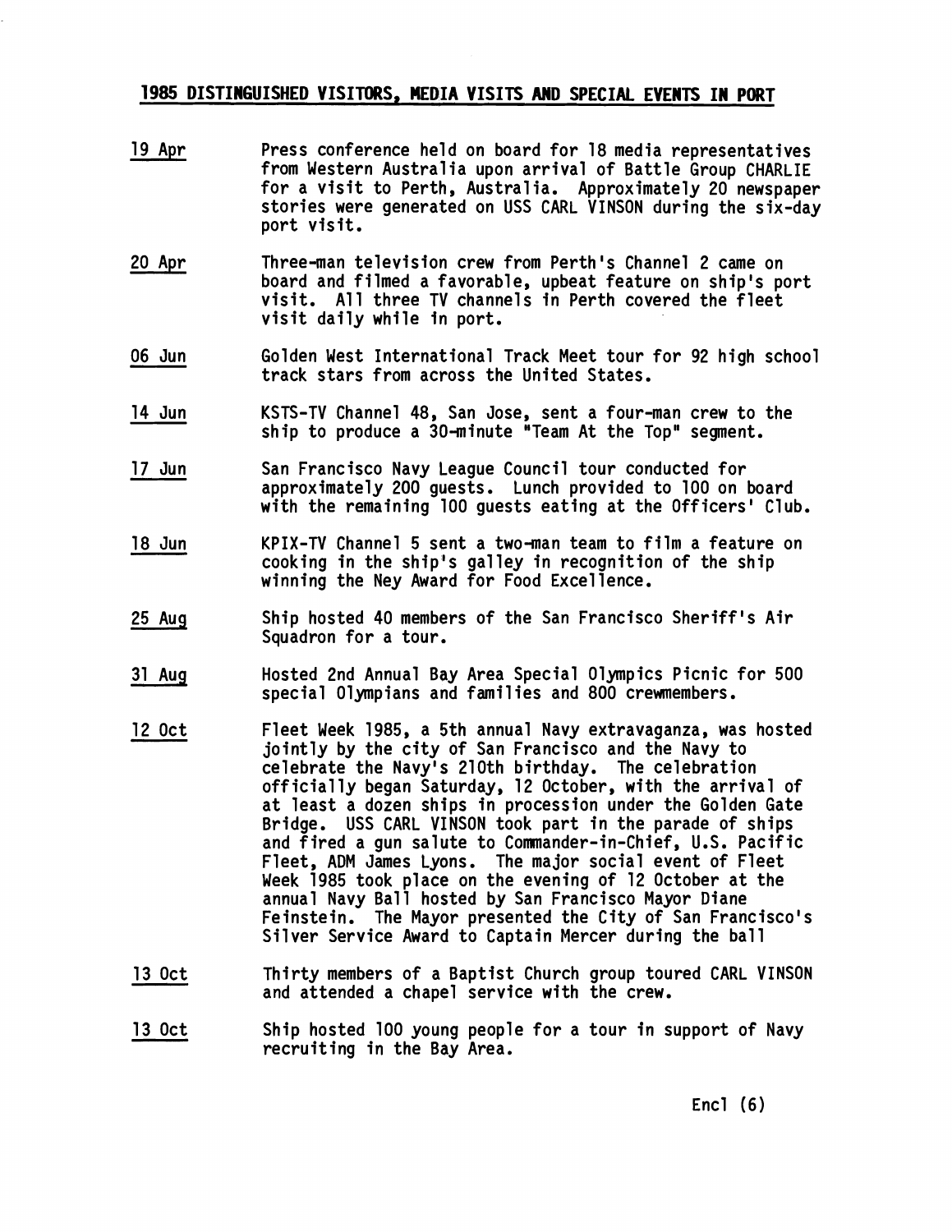## 1985 DISTINGUISHED VISITORS, MEDIA VISITS AND SPECIAL EVENTS IN PORT

19 Apr — Press conference held on board for 18 media representatives from Western Australia upon arrival of Battle Group CHARLIE for a visit to Perth, Australia. Approximately 20 newspaper stories were generated on USS CARL VINSON during the six-day port visit.

20 Apr — Three-man television crew from Perth's Channel 2 came on board and filmed a favorable, upbeat feature on ship's port visit. All three TV channels in Perth covered the fleet visit daily while in port.

06 Jun — Golden West International Track Meet tour for 92 high school track stars from across the United States.

14 Jun — KSTS-TV Channel 48, San Jose, sent a four-man crew to the ship to produce a 30-minute "Team At the Top" segment.

17 Jun — San Francisco Navy League Council tour conducted for approximately 200 guests. Lunch provided to 100 on board with the remaining 100 guests eating at the Officers' Club.

18 Jun — KPIX-TV Channel 5 sent a two-man team to film a feature on cooking in the ship's galley in recognition of the ship winning the Ney Award for Food Excellence.

25 Aug — Ship hosted 40 members of the San Francisco Sheriff's Air Squadron for a tour.

31 Aug — Hosted 2nd Annual Bay Area Special Olympics Picnic for 500 special Olympians and families and 800 crewmembers.

12 Oct — Fleet Week 1985, a 5th annual Navy extravaganza, was hosted jointly by the city of San Francisco and the Navy to celebrate the Navy's 210th birthday. The celebration officially began Saturday, 12 October, with the arrival of at least a dozen ships in procession under the Golden Gate Bridge. USS CARL VINSON took part in the parade of ships and fired a gun salute to Commander-in-Chief, U.S. Pacific Fleet, ADM James Lyons. The major social event of Fleet Week 1985 took place on the evening of 12 October at the annual Navy Ball hosted by San Francisco Mayor Diane Feinstein. The Mayor presented the City of San Francisco's Silver Service Award to Captain Mercer during the ball

13 Oct — Thirty members of a Baptist Church group toured CARL VINSON and attended a chapel service with the crew.

13 Oct — Ship hosted 100 young people for a tour in support of Navy recruiting in the Bay Area.

Encl (6)